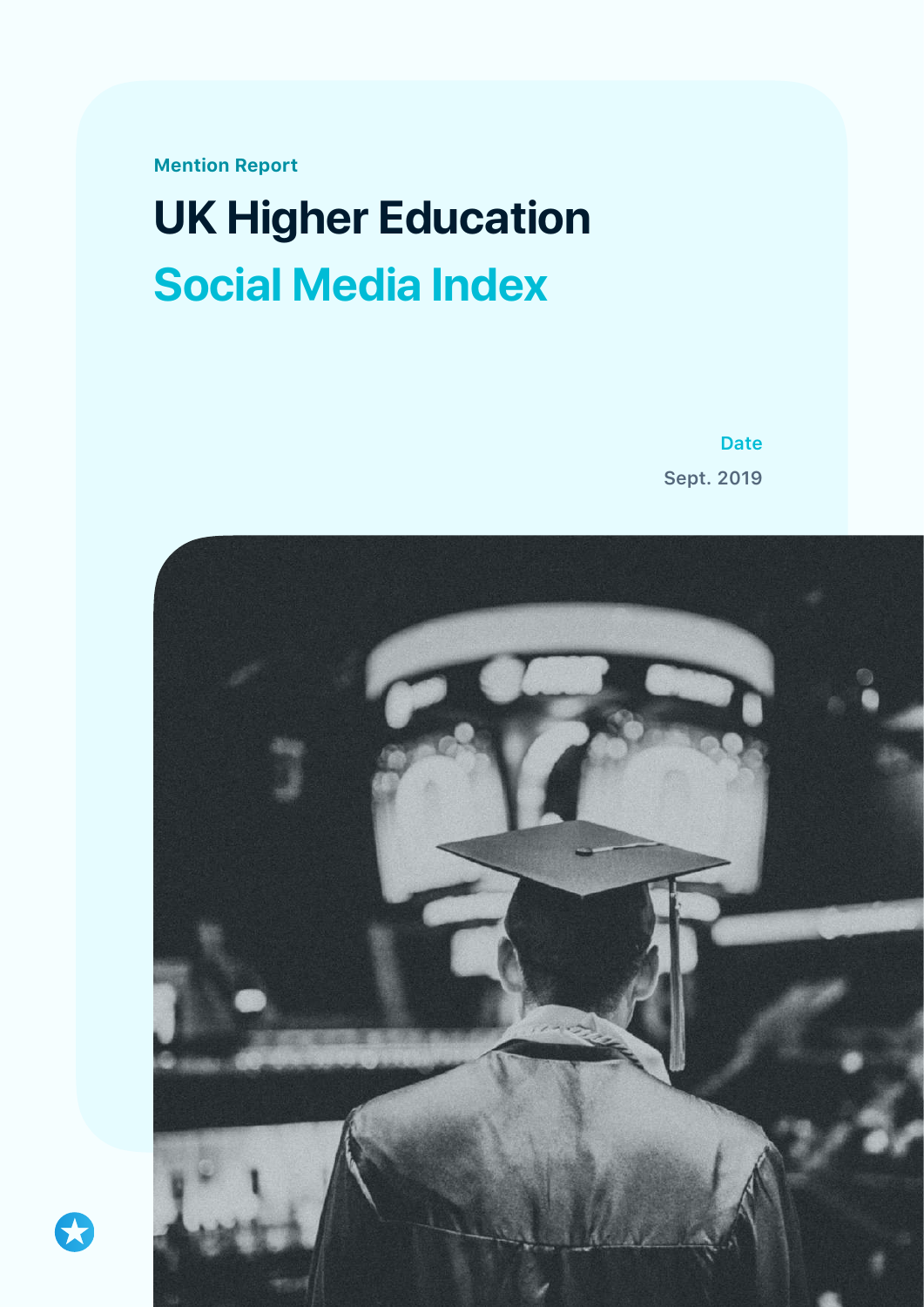Mention Report

# UK Higher Education

# Social Media Index

**Date**

Sept. 2019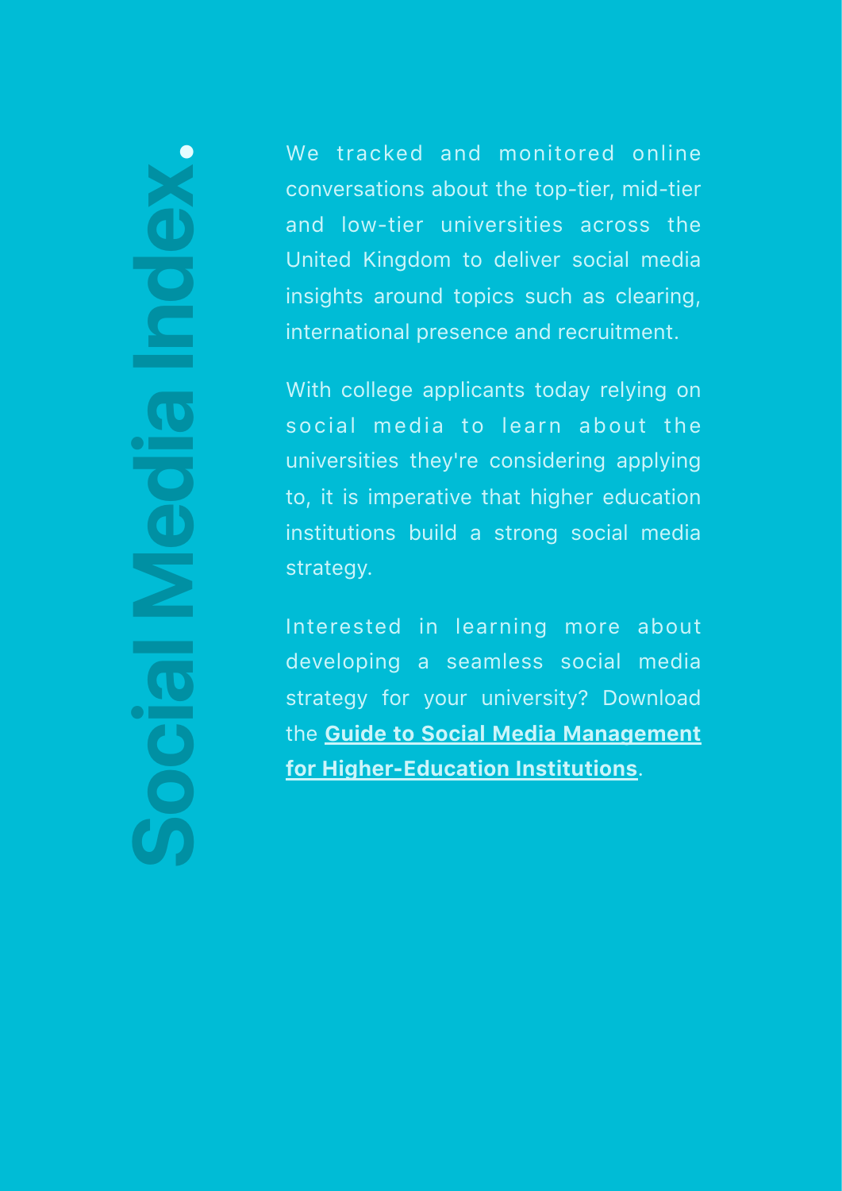# Social Media Index.

We tracked and monitored online conversations about the top-tier, mid-tier and low-tier universities across the United Kingdom to deliver social media insights around topics such as clearing, international presence and recruitment.

With college applicants today relying on social media to learn about the universities they're considering applying to, it is imperative that higher education institutions build a strong social media strategy.

Interested in learning more about developing a seamless social media strategy for your university? Download the **Guide to Social Media Management for Higher-Education Institutions**.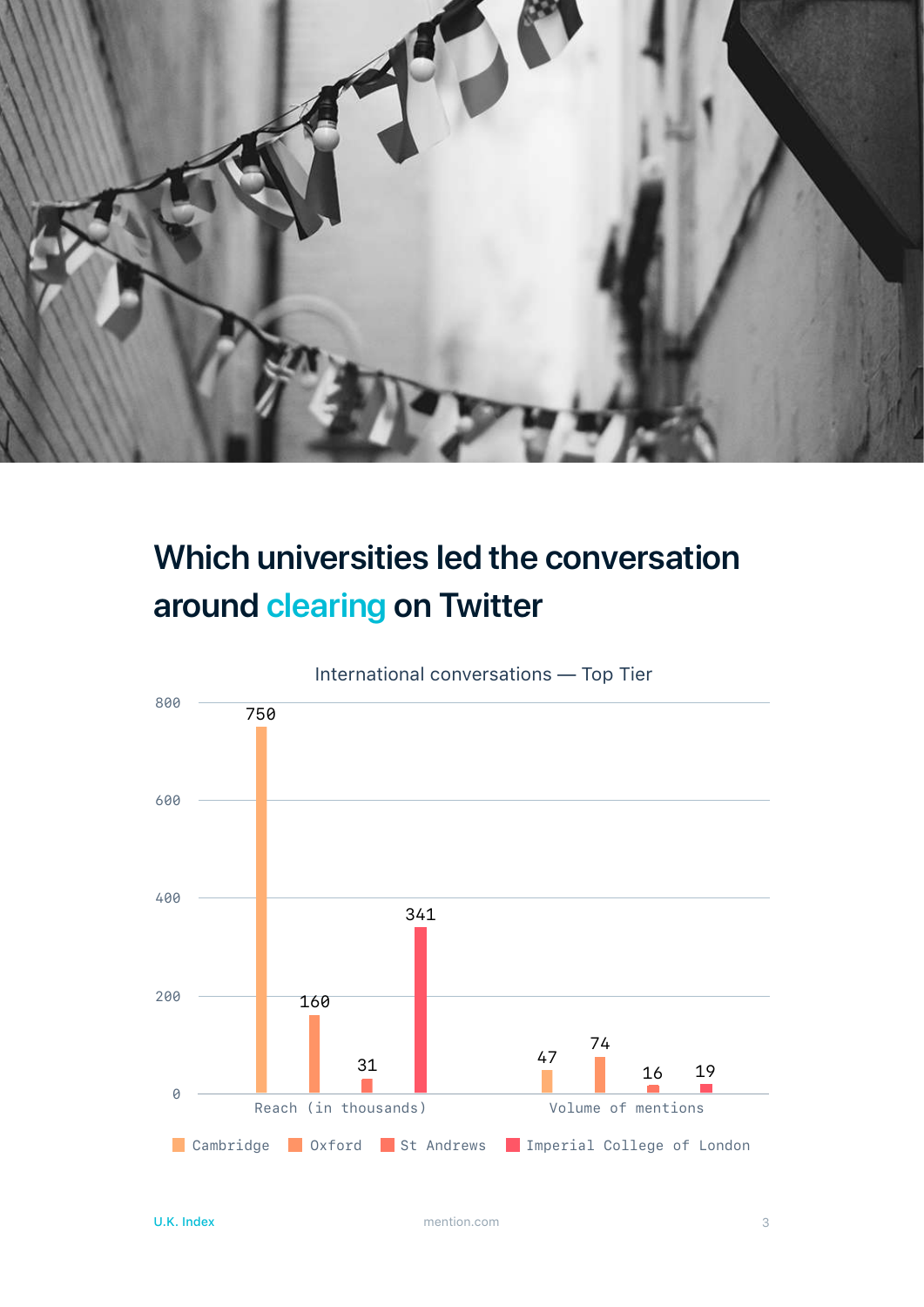# Which universities led the conversation around clearing on Twitter

International conversations — Top Tier

| | Cambridge | Oxford | St Andrews | Imperial College of London |
|---|---|---|---|---|
| Reach (in thousands) | 750 | 160 | 31 | 341 |
| Volume of mentions | 47 | 74 | 16 | 19 |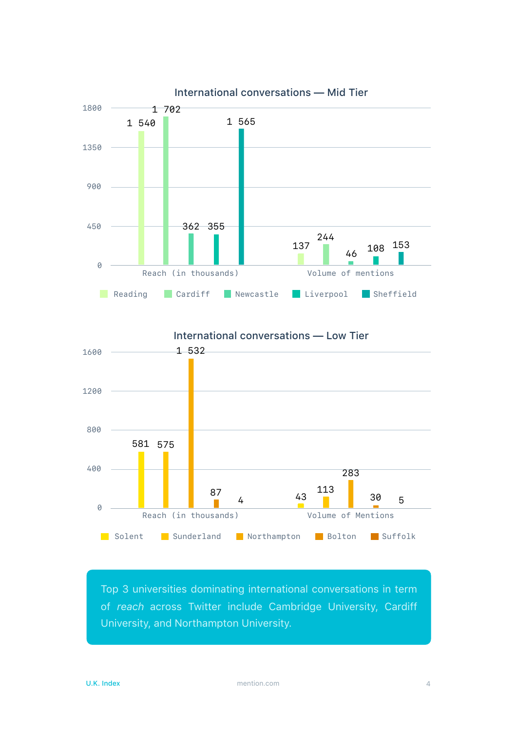## International conversations — Mid Tier

| | Reading | Cardiff | Newcastle | Liverpool | Sheffield |
|---|---|---|---|---|---|
| Reach (in thousands) | 1 540 | 1 702 | 362 | 355 | 1 565 |
| Volume of mentions | 137 | 244 | 46 | 108 | 153 |

## International conversations — Low Tier

| | Solent | Sunderland | Northampton | Bolton | Suffolk |
|---|---|---|---|---|---|
| Reach (in thousands) | 581 | 575 | 1 532 | 87 | 4 |
| Volume of Mentions | 43 | 113 | 283 | 30 | 5 |

Top 3 universities dominating international conversations in term of *reach* across Twitter include Cambridge University, Cardiff University, and Northampton University.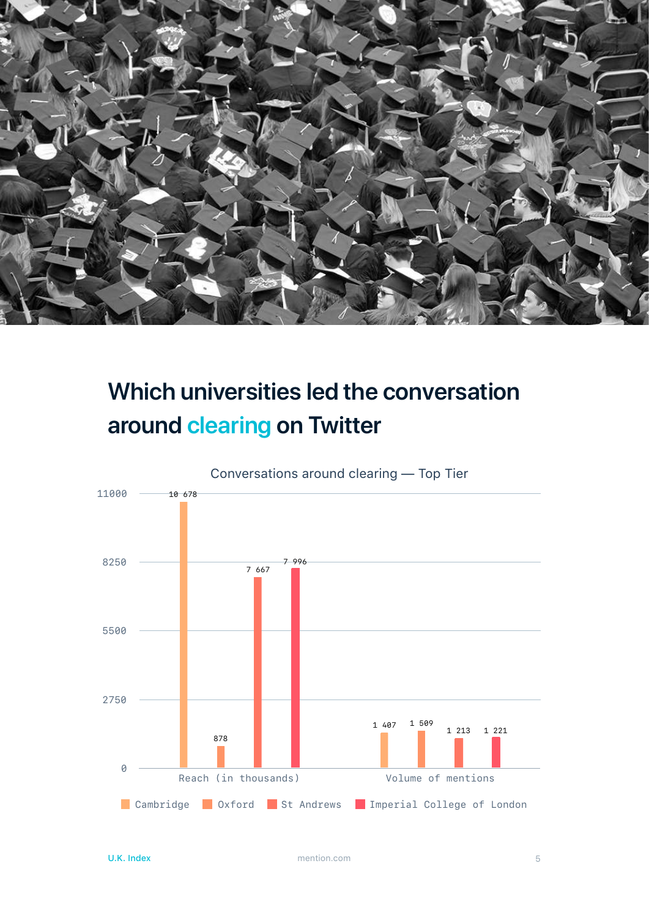## Which universities led the conversation around clearing on Twitter

Conversations around clearing — Top Tier

| | Cambridge | Oxford | St Andrews | Imperial College of London |
|---|---|---|---|---|
| Reach (in thousands) | 10 678 | 878 | 7 667 | 7 996 |
| Volume of mentions | 1 407 | 1 509 | 1 213 | 1 221 |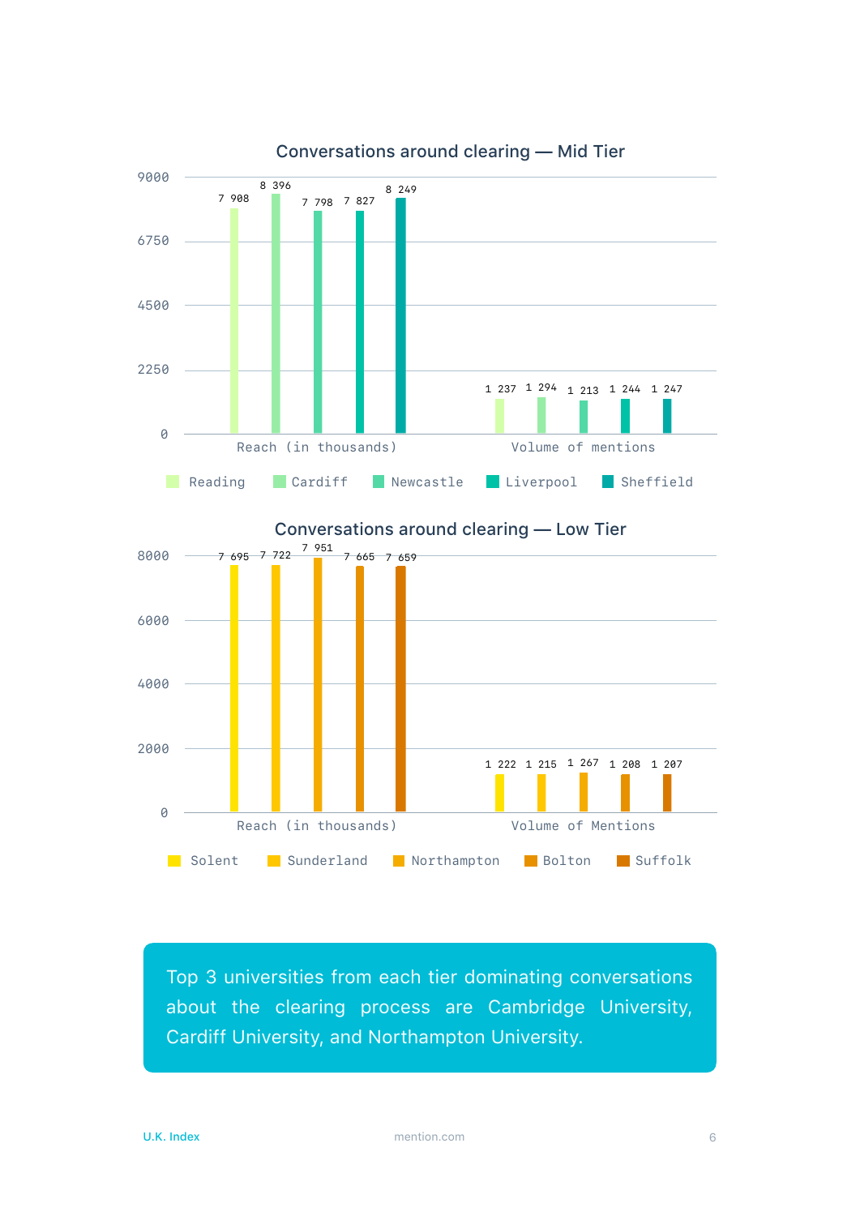## Conversations around clearing — Mid Tier

| | Reading | Cardiff | Newcastle | Liverpool | Sheffield |
|---|---|---|---|---|---|
| Reach (in thousands) | 7 908 | 8 396 | 7 798 | 7 827 | 8 249 |
| Volume of mentions | 1 237 | 1 294 | 1 213 | 1 244 | 1 247 |

## Conversations around clearing — Low Tier

| | Solent | Sunderland | Northampton | Bolton | Suffolk |
|---|---|---|---|---|---|
| Reach (in thousands) | 7 695 | 7 722 | 7 951 | 7 665 | 7 659 |
| Volume of Mentions | 1 222 | 1 215 | 1 267 | 1 208 | 1 207 |

Top 3 universities from each tier dominating conversations about the clearing process are Cambridge University, Cardiff University, and Northampton University.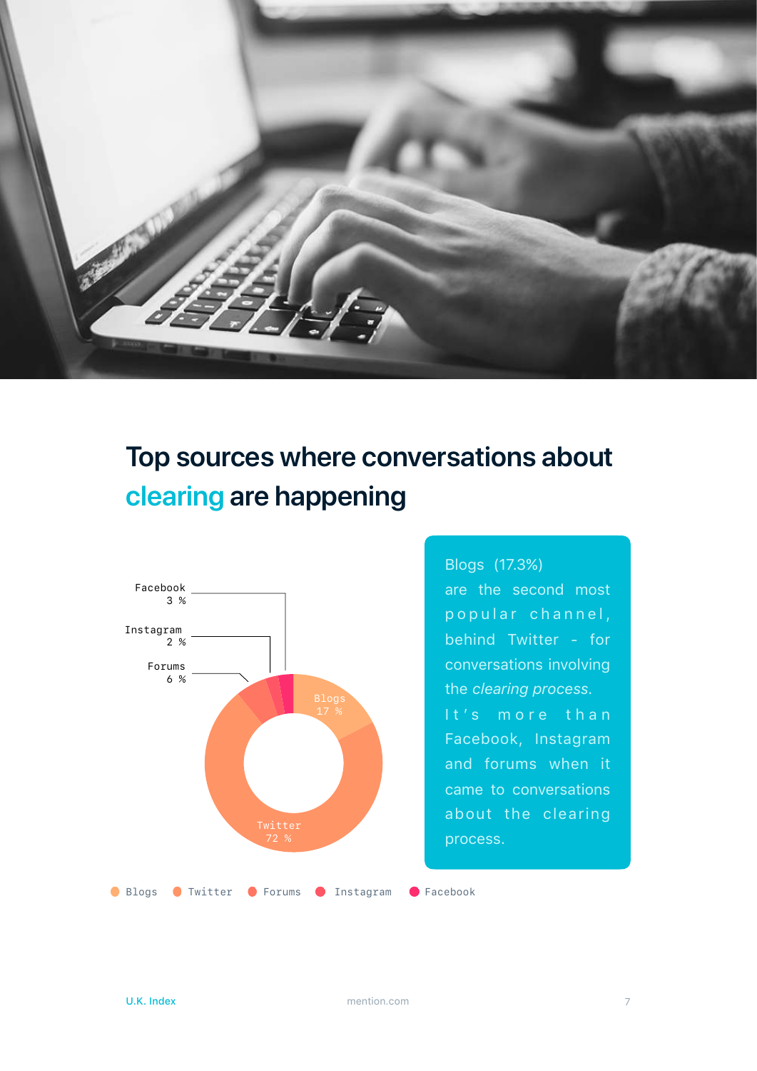# Top sources where conversations about clearing are happening

Facebook 3 %

Instagram 2 %

Forums 6 %

Blogs 17 %

Twitter 72 %

Blogs (17.3%) are the second most popular channel, behind Twitter - for conversations involving the *clearing process*. It's more than Facebook, Instagram and forums when it came to conversations about the clearing process.

Blogs · Twitter · Forums · Instagram · Facebook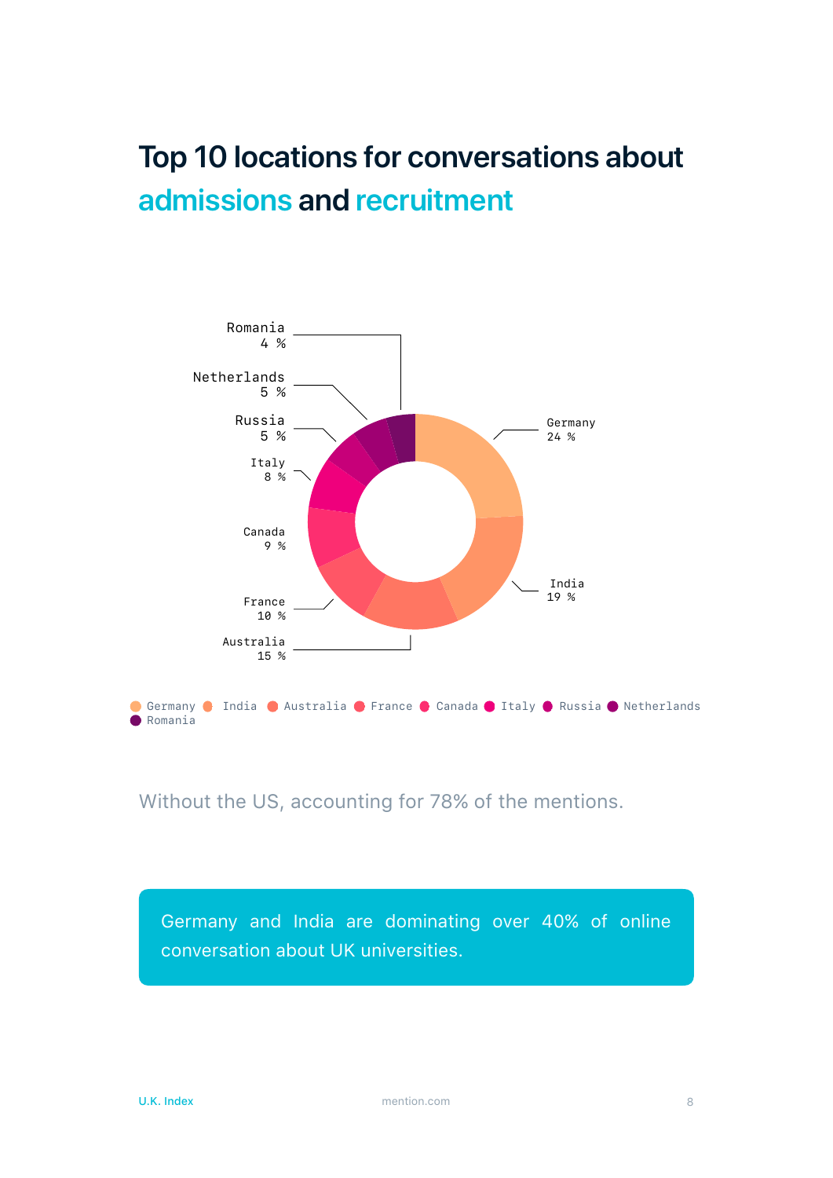# Top 10 locations for conversations about admissions and recruitment

| Location | Share |
|---|---|
| Germany | 24 % |
| India | 19 % |
| Australia | 15 % |
| France | 10 % |
| Canada | 9 % |
| Italy | 8 % |
| Russia | 5 % |
| Netherlands | 5 % |
| Romania | 4 % |

Without the US, accounting for 78% of the mentions.

Germany and India are dominating over 40% of online conversation about UK universities.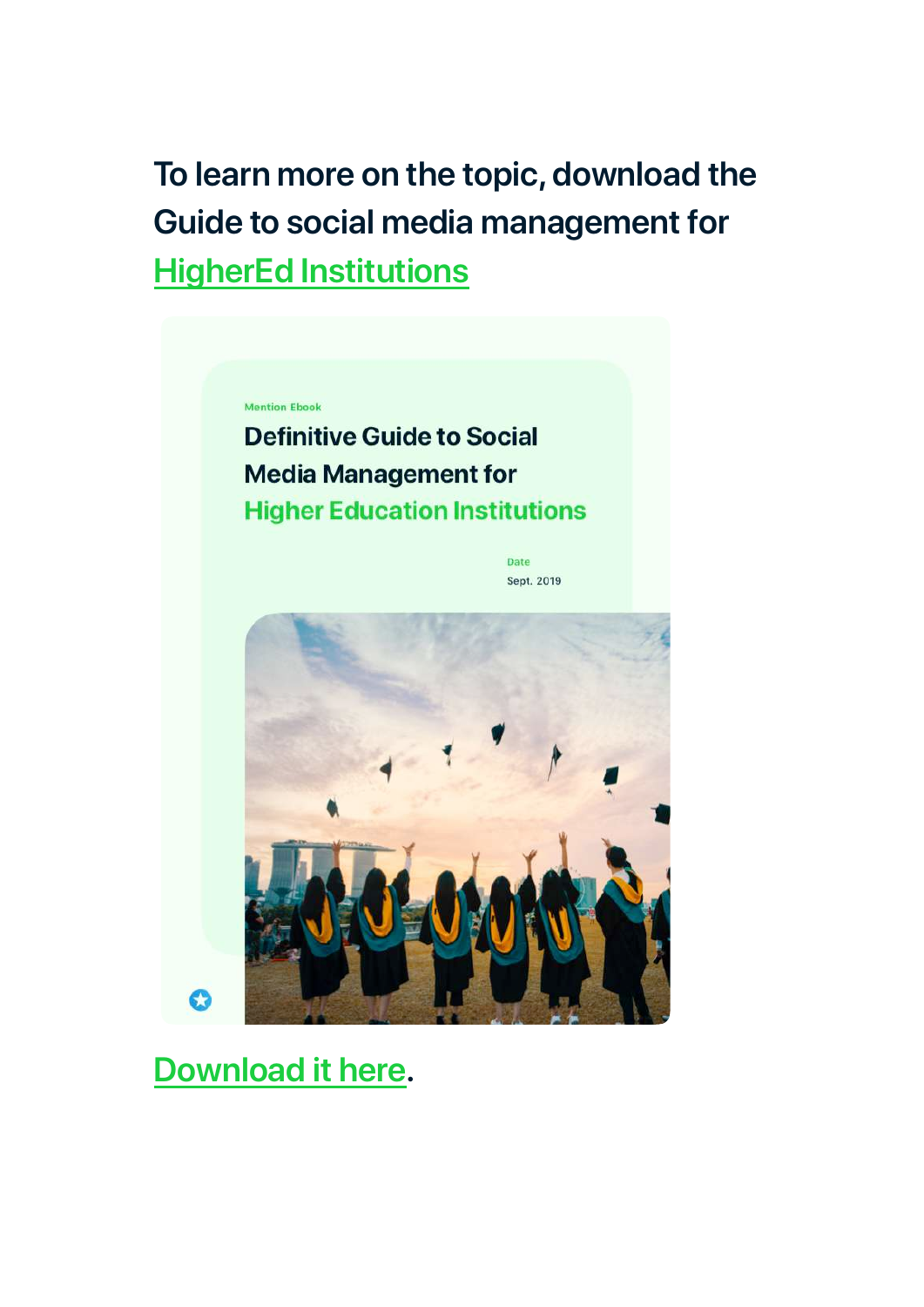To learn more on the topic, download the Guide to social media management for HigherEd Institutions

Mention Ebook

Definitive Guide to Social Media Management for Higher Education Institutions

Date

Sept. 2019

Download it here.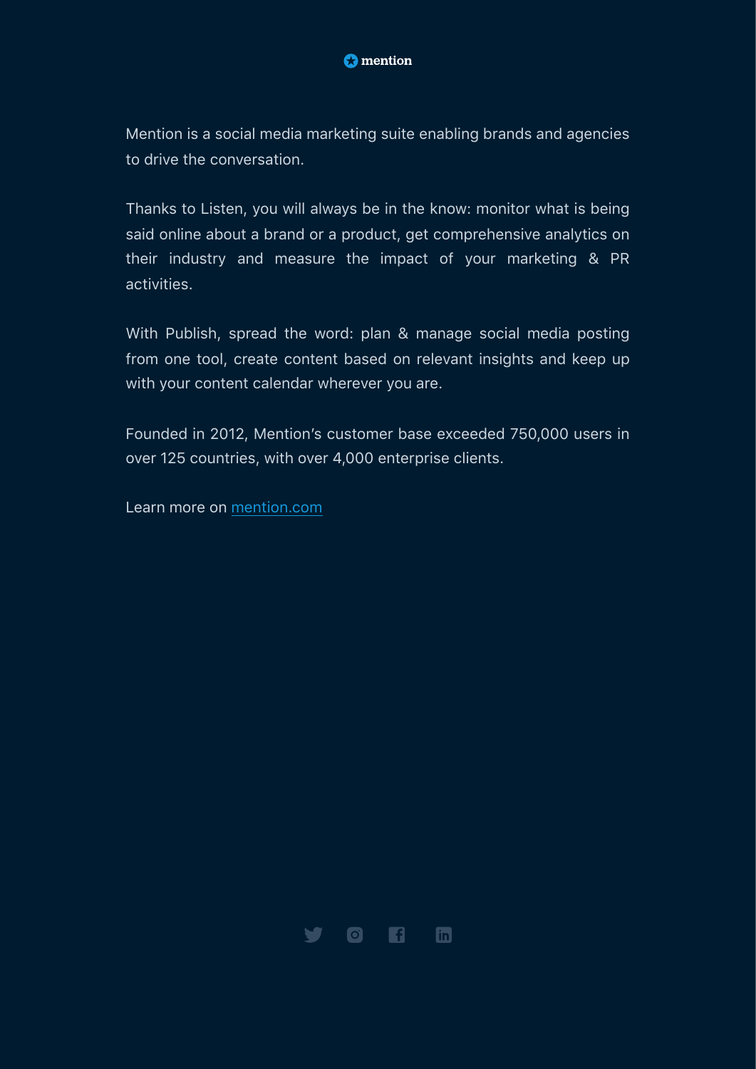mention

Mention is a social media marketing suite enabling brands and agencies to drive the conversation.

Thanks to Listen, you will always be in the know: monitor what is being said online about a brand or a product, get comprehensive analytics on their industry and measure the impact of your marketing & PR activities.

With Publish, spread the word: plan & manage social media posting from one tool, create content based on relevant insights and keep up with your content calendar wherever you are.

Founded in 2012, Mention's customer base exceeded 750,000 users in over 125 countries, with over 4,000 enterprise clients.

Learn more on [mention.com](https://mention.com)